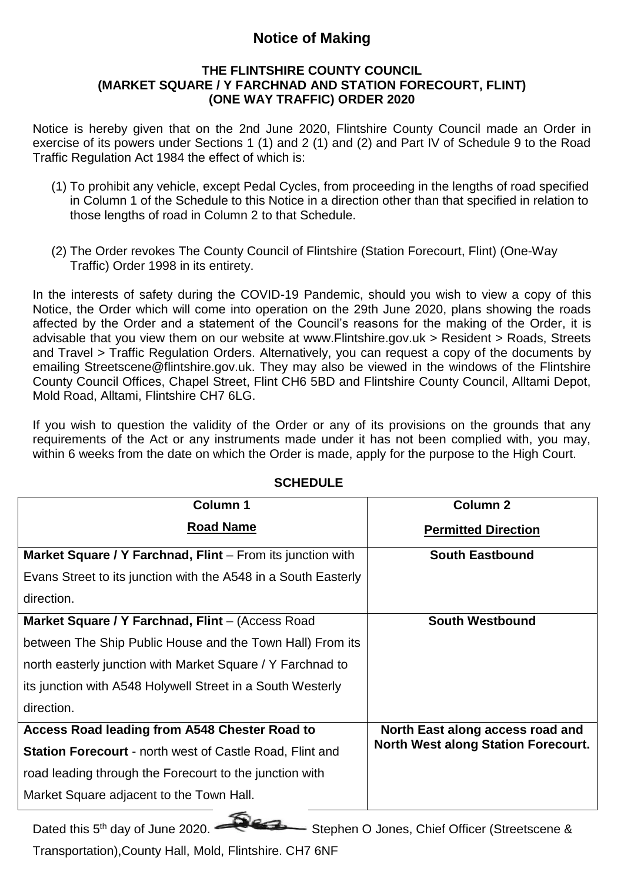# Notice of Making

**THE FLINTSHIRE COUNTY COUNCIL**
**(MARKET SQUARE / Y FARCHNAD AND STATION FORECOURT, FLINT)**
**(ONE WAY TRAFFIC) ORDER 2020**

Notice is hereby given that on the 2nd June 2020, Flintshire County Council made an Order in exercise of its powers under Sections 1 (1) and 2 (1) and (2) and Part IV of Schedule 9 to the Road Traffic Regulation Act 1984 the effect of which is:

(1) To prohibit any vehicle, except Pedal Cycles, from proceeding in the lengths of road specified in Column 1 of the Schedule to this Notice in a direction other than that specified in relation to those lengths of road in Column 2 to that Schedule.

(2) The Order revokes The County Council of Flintshire (Station Forecourt, Flint) (One-Way Traffic) Order 1998 in its entirety.

In the interests of safety during the COVID-19 Pandemic, should you wish to view a copy of this Notice, the Order which will come into operation on the 29th June 2020, plans showing the roads affected by the Order and a statement of the Council's reasons for the making of the Order, it is advisable that you view them on our website at www.Flintshire.gov.uk > Resident > Roads, Streets and Travel > Traffic Regulation Orders. Alternatively, you can request a copy of the documents by emailing Streetscene@flintshire.gov.uk. They may also be viewed in the windows of the Flintshire County Council Offices, Chapel Street, Flint CH6 5BD and Flintshire County Council, Alltami Depot, Mold Road, Alltami, Flintshire CH7 6LG.

If you wish to question the validity of the Order or any of its provisions on the grounds that any requirements of the Act or any instruments made under it has not been complied with, you may, within 6 weeks from the date on which the Order is made, apply for the purpose to the High Court.

**SCHEDULE**

| Column 1<br>**Road Name** | Column 2<br>**Permitted Direction** |
|---|---|
| **Market Square / Y Farchnad, Flint** – From its junction with Evans Street to its junction with the A548 in a South Easterly direction. | **South Eastbound** |
| **Market Square / Y Farchnad, Flint** – (Access Road between The Ship Public House and the Town Hall) From its north easterly junction with Market Square / Y Farchnad to its junction with A548 Holywell Street in a South Westerly direction. | **South Westbound** |
| **Access Road leading from A548 Chester Road to Station Forecourt** - north west of Castle Road, Flint and road leading through the Forecourt to the junction with Market Square adjacent to the Town Hall. | **North East along access road and North West along Station Forecourt.** |

Dated this 5th day of June 2020. Stephen O Jones, Chief Officer (Streetscene & Transportation), County Hall, Mold, Flintshire. CH7 6NF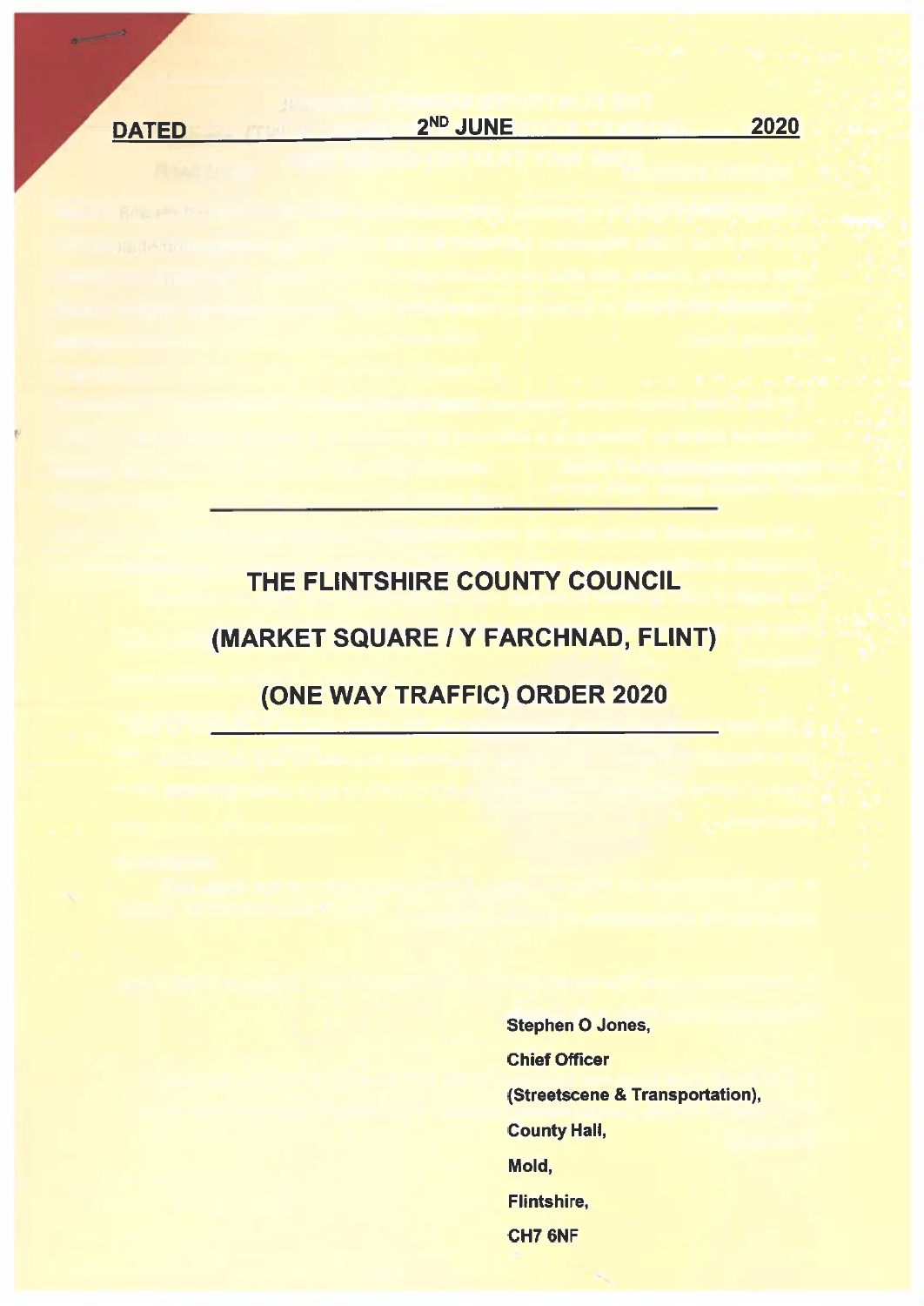**DATED** **2ND JUNE** **2020**

---

# THE FLINTSHIRE COUNTY COUNCIL

# (MARKET SQUARE / Y FARCHNAD, FLINT)

# (ONE WAY TRAFFIC) ORDER 2020

---

**Stephen O Jones,**
**Chief Officer**
**(Streetscene & Transportation),**
**County Hall,**
**Mold,**
**Flintshire,**
**CH7 6NF**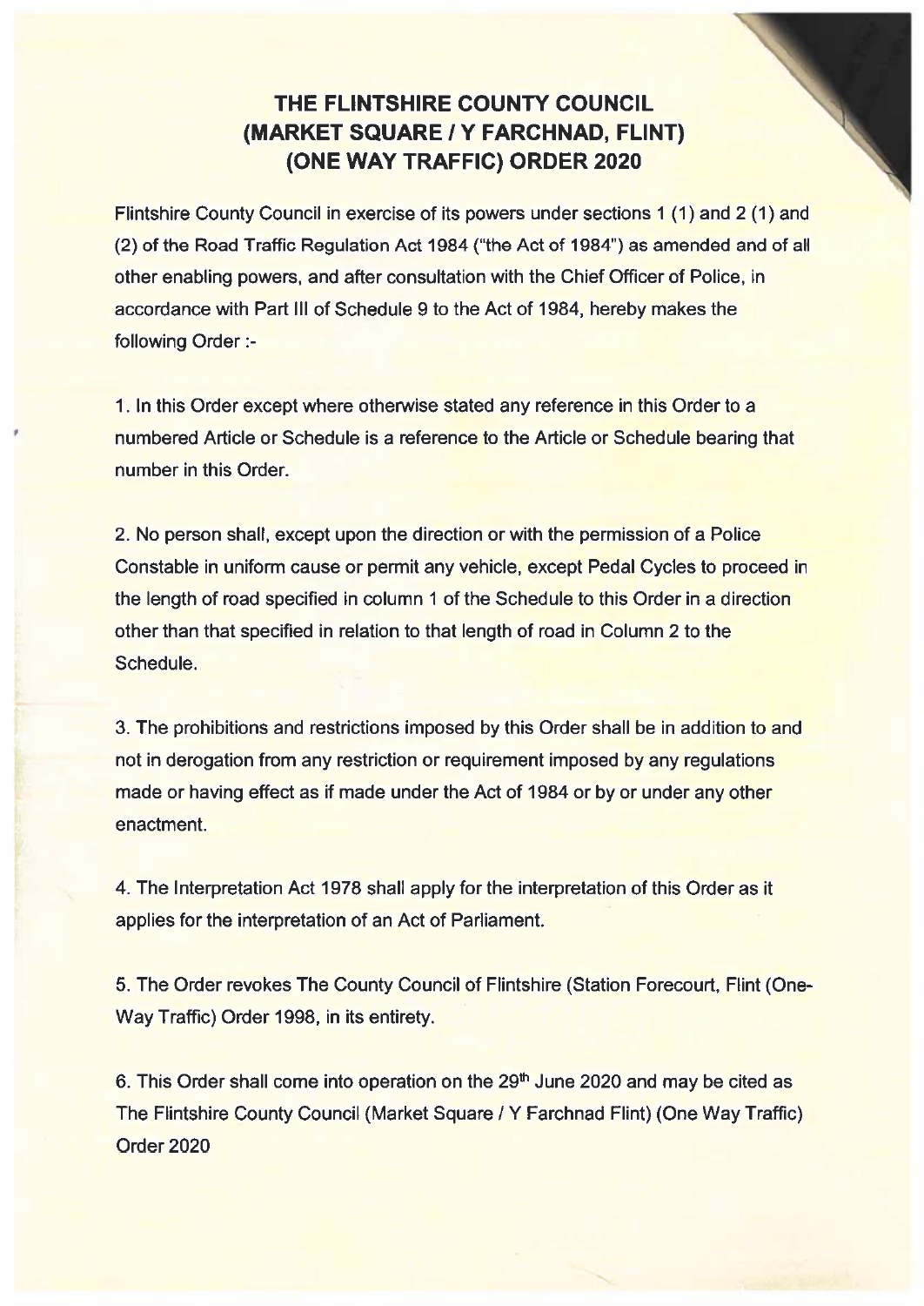# THE FLINTSHIRE COUNTY COUNCIL (MARKET SQUARE / Y FARCHNAD, FLINT) (ONE WAY TRAFFIC) ORDER 2020

Flintshire County Council in exercise of its powers under sections 1 (1) and 2 (1) and (2) of the Road Traffic Regulation Act 1984 ("the Act of 1984") as amended and of all other enabling powers, and after consultation with the Chief Officer of Police, in accordance with Part III of Schedule 9 to the Act of 1984, hereby makes the following Order :-

1. In this Order except where otherwise stated any reference in this Order to a numbered Article or Schedule is a reference to the Article or Schedule bearing that number in this Order.

2. No person shall, except upon the direction or with the permission of a Police Constable in uniform cause or permit any vehicle, except Pedal Cycles to proceed in the length of road specified in column 1 of the Schedule to this Order in a direction other than that specified in relation to that length of road in Column 2 to the Schedule.

3. The prohibitions and restrictions imposed by this Order shall be in addition to and not in derogation from any restriction or requirement imposed by any regulations made or having effect as if made under the Act of 1984 or by or under any other enactment.

4. The Interpretation Act 1978 shall apply for the interpretation of this Order as it applies for the interpretation of an Act of Parliament.

5. The Order revokes The County Council of Flintshire (Station Forecourt, Flint (One-Way Traffic) Order 1998, in its entirety.

6. This Order shall come into operation on the 29th June 2020 and may be cited as The Flintshire County Council (Market Square / Y Farchnad Flint) (One Way Traffic) Order 2020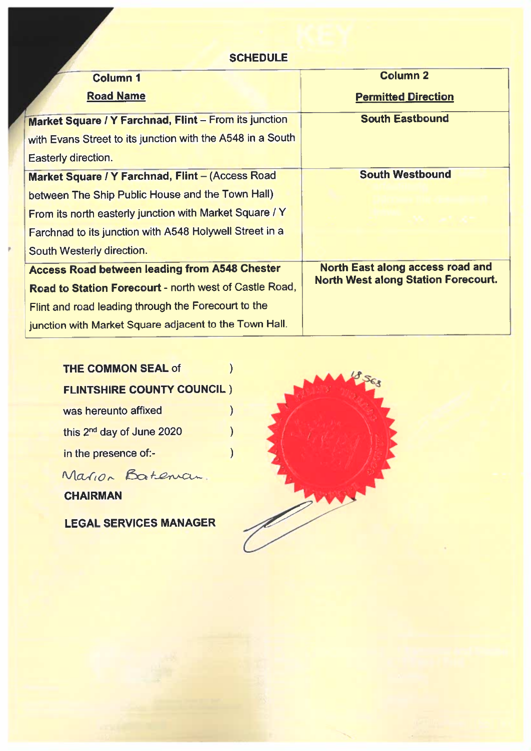## SCHEDULE

| Column 1<br>**Road Name** | Column 2<br>**Permitted Direction** |
|---|---|
| **Market Square / Y Farchnad, Flint** – From its junction with Evans Street to its junction with the A548 in a South Easterly direction. | **South Eastbound** |
| **Market Square / Y Farchnad, Flint** – (Access Road between The Ship Public House and the Town Hall) From its north easterly junction with Market Square / Y Farchnad to its junction with A548 Holywell Street in a South Westerly direction. | **South Westbound** |
| **Access Road between leading from A548 Chester Road to Station Forecourt** - north west of Castle Road, Flint and road leading through the Forecourt to the junction with Market Square adjacent to the Town Hall. | **North East along access road and North West along Station Forecourt.** |

**THE COMMON SEAL** of )
**FLINTSHIRE COUNTY COUNCIL** )
was hereunto affixed )
this 2nd day of June 2020 )
in the presence of:- )

Marion Bateman

**CHAIRMAN**

**LEGAL SERVICES MANAGER**

18563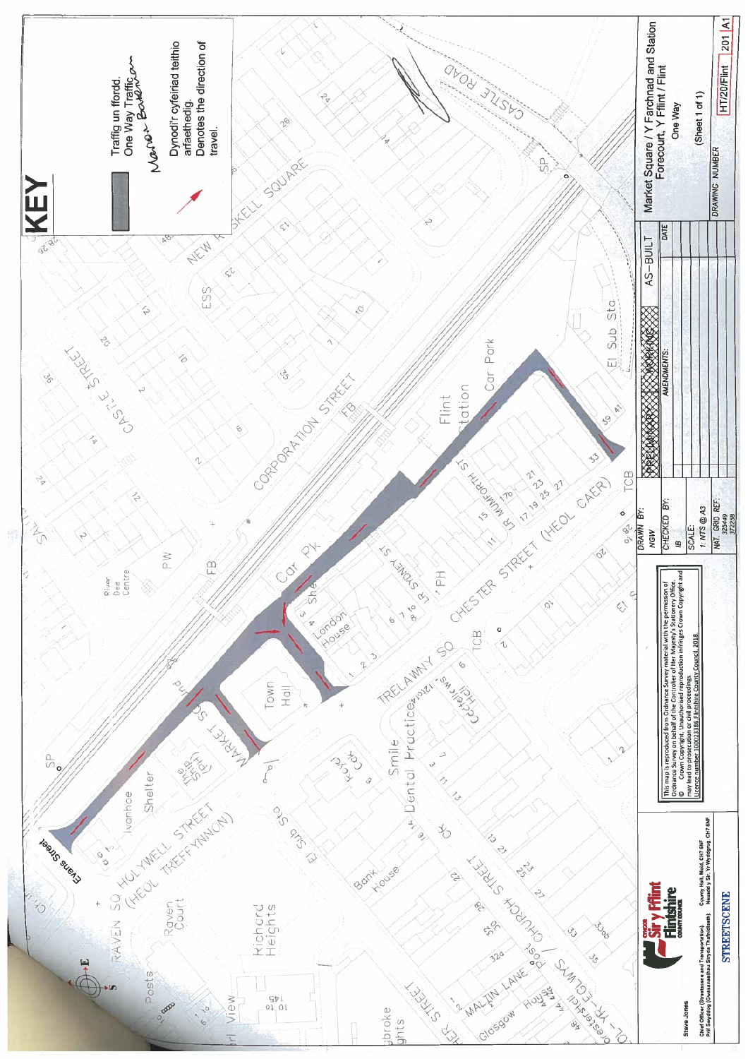# KEY

Traffig un ffordd.
One Way Traffic

Dynodi'r cyfeiriad teithio arfaethedig.
Denotes the direction of travel.

Market Square / Y Farchnad and Station Forecourt, Y Fflint / Flint

One Way

(Sheet 1 of 1)

PRELIMINARY / WORKING / AS-BUILT

| DRAWN BY: | NGW |
|---|---|
| CHECKED BY: | IB |
| SCALE: | 1: NTS @ A3 |
| NAT. GRID REF: | 325449 372298 |

AMENDMENTS: | DATE

DRAWING NUMBER: HT/20/Flint 201 A1

This map is reproduced from Ordnance Survey material with the permission of Ordnance Survey on behalf of the Controller of Her Majesty's Stationery Office. © Crown Copyright. Unauthorised reproduction infringes Crown Copyright and may lead to prosecution or civil proceedings. Licence number 100023386 Flintshire County Council 2018

Cyngor Sir y Fflint / Flintshire County Council

Steve Jones

Chief Officer (Streetscene and Transportation) / Prif Swyddog (Gwasanaethau Stryd a Thrafnidiaeth)

County Hall, Mold, CH7 6NF / Neuadd y Sir, Yr Wyddgrug, CH7 6NF

STREETSCENE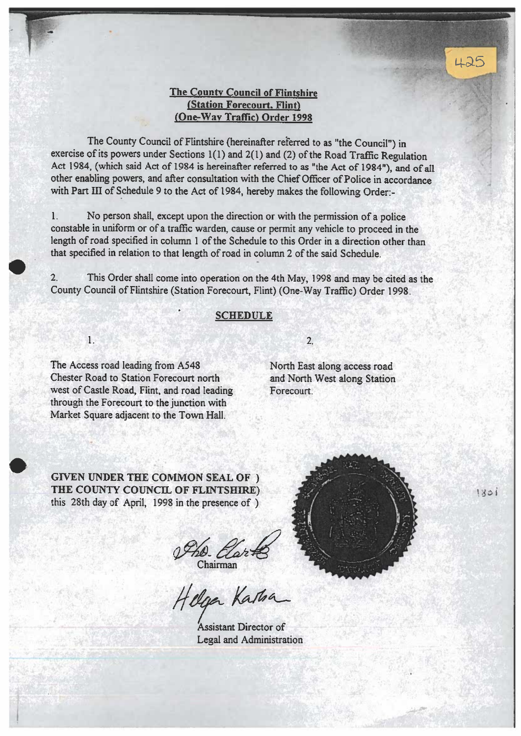# The County Council of Flintshire (Station Forecourt, Flint) (One-Way Traffic) Order 1998

The County Council of Flintshire (hereinafter referred to as "the Council") in exercise of its powers under Sections 1(1) and 2(1) and (2) of the Road Traffic Regulation Act 1984, (which said Act of 1984 is hereinafter referred to as "the Act of 1984"), and of all other enabling powers, and after consultation with the Chief Officer of Police in accordance with Part III of Schedule 9 to the Act of 1984, hereby makes the following Order:-

1. No person shall, except upon the direction or with the permission of a police constable in uniform or of a traffic warden, cause or permit any vehicle to proceed in the length of road specified in column 1 of the Schedule to this Order in a direction other than that specified in relation to that length of road in column 2 of the said Schedule.

2. This Order shall come into operation on the 4th May, 1998 and may be cited as the County Council of Flintshire (Station Forecourt, Flint) (One-Way Traffic) Order 1998.

## SCHEDULE

| 1. | 2. |
| --- | --- |
| The Access road leading from A548 Chester Road to Station Forecourt north west of Castle Road, Flint, and road leading through the Forecourt to the junction with Market Square adjacent to the Town Hall. | North East along access road and North West along Station Forecourt. |

**GIVEN UNDER THE COMMON SEAL OF )**
**THE COUNTY COUNCIL OF FLINTSHIRE)**
this 28th day of April, 1998 in the presence of )

Chairman

Assistant Director of
Legal and Administration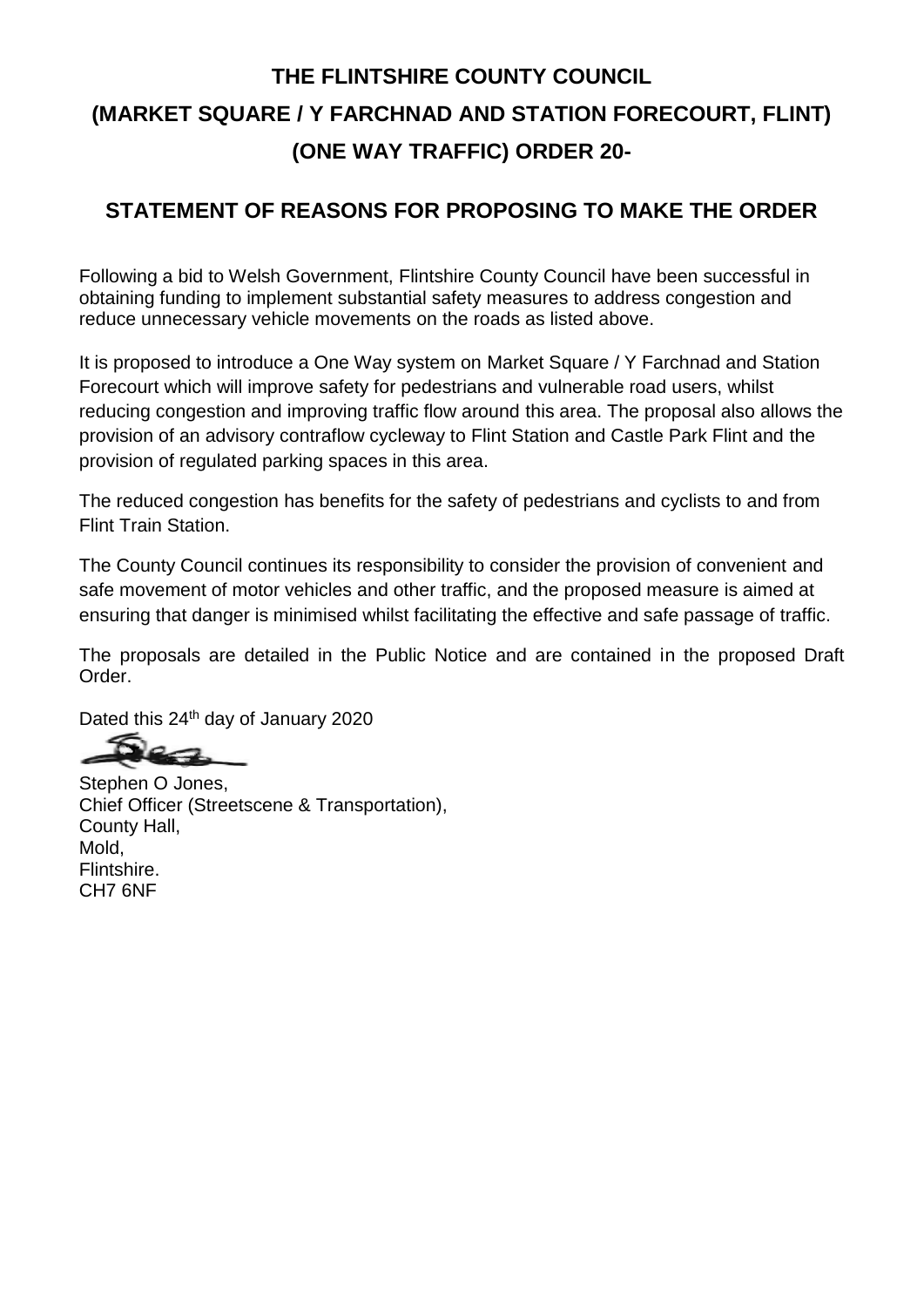# THE FLINTSHIRE COUNTY COUNCIL

# (MARKET SQUARE / Y FARCHNAD AND STATION FORECOURT, FLINT)

# (ONE WAY TRAFFIC) ORDER 20-

## STATEMENT OF REASONS FOR PROPOSING TO MAKE THE ORDER

Following a bid to Welsh Government, Flintshire County Council have been successful in obtaining funding to implement substantial safety measures to address congestion and reduce unnecessary vehicle movements on the roads as listed above.

It is proposed to introduce a One Way system on Market Square / Y Farchnad and Station Forecourt which will improve safety for pedestrians and vulnerable road users, whilst reducing congestion and improving traffic flow around this area. The proposal also allows the provision of an advisory contraflow cycleway to Flint Station and Castle Park Flint and the provision of regulated parking spaces in this area.

The reduced congestion has benefits for the safety of pedestrians and cyclists to and from Flint Train Station.

The County Council continues its responsibility to consider the provision of convenient and safe movement of motor vehicles and other traffic, and the proposed measure is aimed at ensuring that danger is minimised whilst facilitating the effective and safe passage of traffic.

The proposals are detailed in the Public Notice and are contained in the proposed Draft Order.

Dated this 24th day of January 2020

Stephen O Jones,
Chief Officer (Streetscene & Transportation),
County Hall,
Mold,
Flintshire.
CH7 6NF